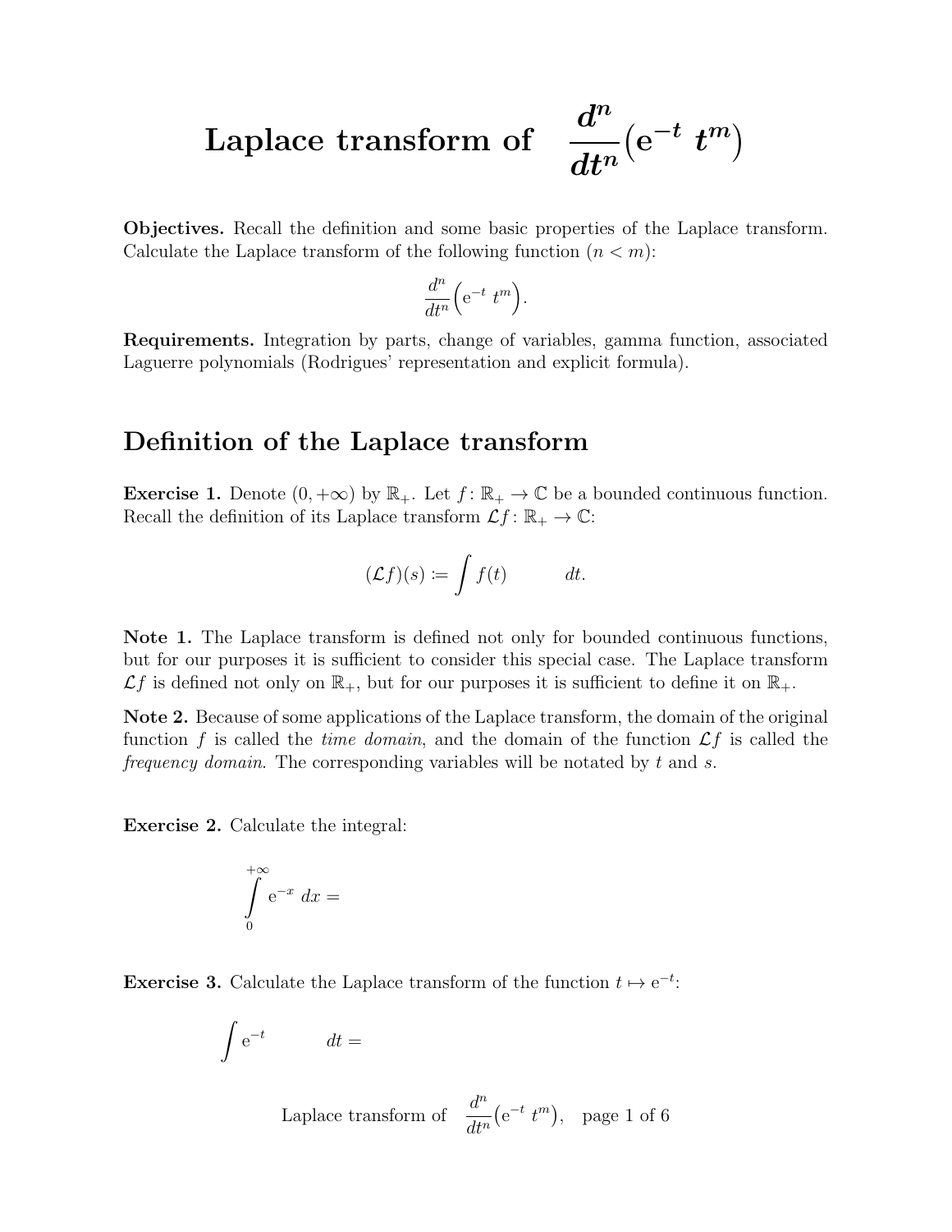# Laplace transform of $\dfrac{d^n}{dt^n}\big(\mathrm{e}^{-t}\ t^m\big)$

**Objectives.** Recall the definition and some basic properties of the Laplace transform. Calculate the Laplace transform of the following function ($n < m$):

$$\frac{d^n}{dt^n}\Big(\mathrm{e}^{-t}\ t^m\Big).$$

**Requirements.** Integration by parts, change of variables, gamma function, associated Laguerre polynomials (Rodrigues' representation and explicit formula).

## Definition of the Laplace transform

**Exercise 1.** Denote $(0, +\infty)$ by $\mathbb{R}_+$. Let $f\colon \mathbb{R}_+ \to \mathbb{C}$ be a bounded continuous function. Recall the definition of its Laplace transform $\mathcal{L}f\colon \mathbb{R}_+ \to \mathbb{C}$:

$$(\mathcal{L}f)(s) \coloneqq \int f(t) \qquad\quad dt.$$

**Note 1.** The Laplace transform is defined not only for bounded continuous functions, but for our purposes it is sufficient to consider this special case. The Laplace transform $\mathcal{L}f$ is defined not only on $\mathbb{R}_+$, but for our purposes it is sufficient to define it on $\mathbb{R}_+$.

**Note 2.** Because of some applications of the Laplace transform, the domain of the original function $f$ is called the *time domain*, and the domain of the function $\mathcal{L}f$ is called the *frequency domain*. The corresponding variables will be notated by $t$ and $s$.

**Exercise 2.** Calculate the integral:

$$\int_0^{+\infty} \mathrm{e}^{-x}\ dx =$$

**Exercise 3.** Calculate the Laplace transform of the function $t \mapsto \mathrm{e}^{-t}$:

$$\int \mathrm{e}^{-t} \qquad\quad dt =$$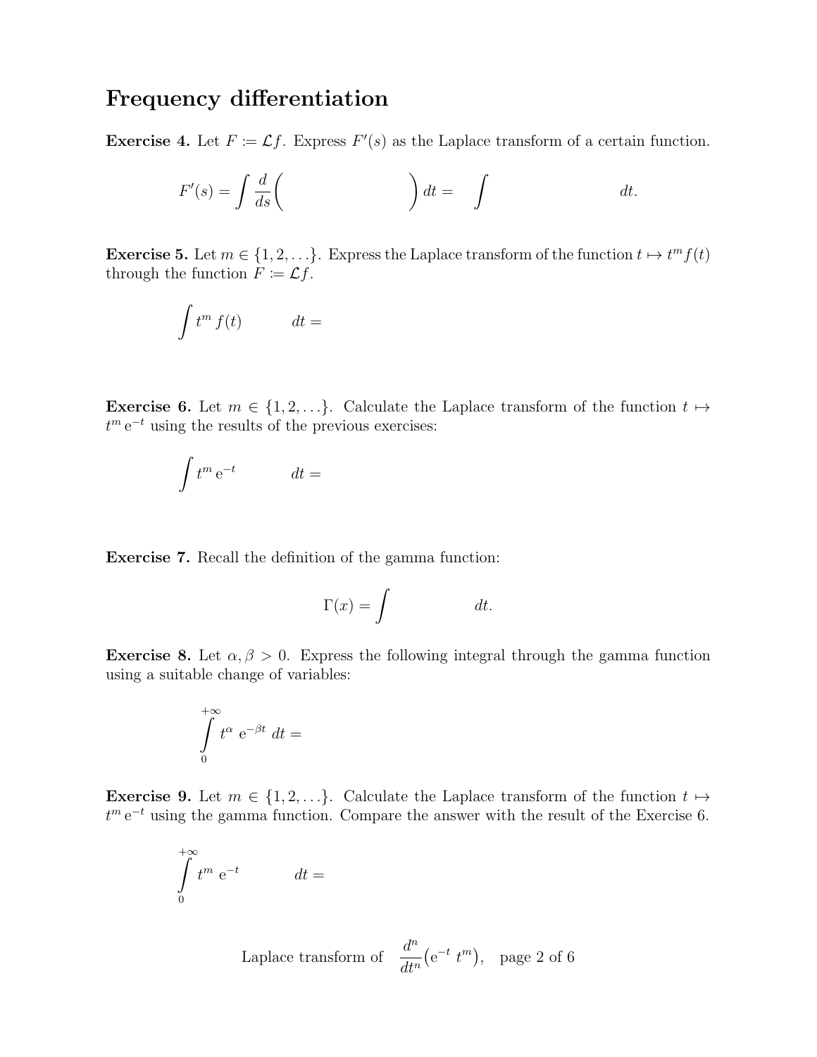# Frequency differentiation

**Exercise 4.** Let $F := \mathcal{L}f$. Express $F'(s)$ as the Laplace transform of a certain function.

$$F'(s) = \int \frac{d}{ds}\Bigg( \qquad\qquad\qquad\qquad \Bigg)\, dt = \quad \int \qquad\qquad\qquad\qquad dt.$$

**Exercise 5.** Let $m \in \{1, 2, \ldots\}$. Express the Laplace transform of the function $t \mapsto t^m f(t)$ through the function $F := \mathcal{L}f$.

$$\int t^m\, f(t) \qquad dt =$$

**Exercise 6.** Let $m \in \{1, 2, \ldots\}$. Calculate the Laplace transform of the function $t \mapsto t^m\, \mathrm{e}^{-t}$ using the results of the previous exercises:

$$\int t^m\, \mathrm{e}^{-t} \qquad dt =$$

**Exercise 7.** Recall the definition of the gamma function:

$$\Gamma(x) = \int \qquad\qquad dt.$$

**Exercise 8.** Let $\alpha, \beta > 0$. Express the following integral through the gamma function using a suitable change of variables:

$$\int_0^{+\infty} t^\alpha\, \mathrm{e}^{-\beta t}\, dt =$$

**Exercise 9.** Let $m \in \{1, 2, \ldots\}$. Calculate the Laplace transform of the function $t \mapsto t^m\, \mathrm{e}^{-t}$ using the gamma function. Compare the answer with the result of the Exercise 6.

$$\int_0^{+\infty} t^m\, \mathrm{e}^{-t} \qquad dt =$$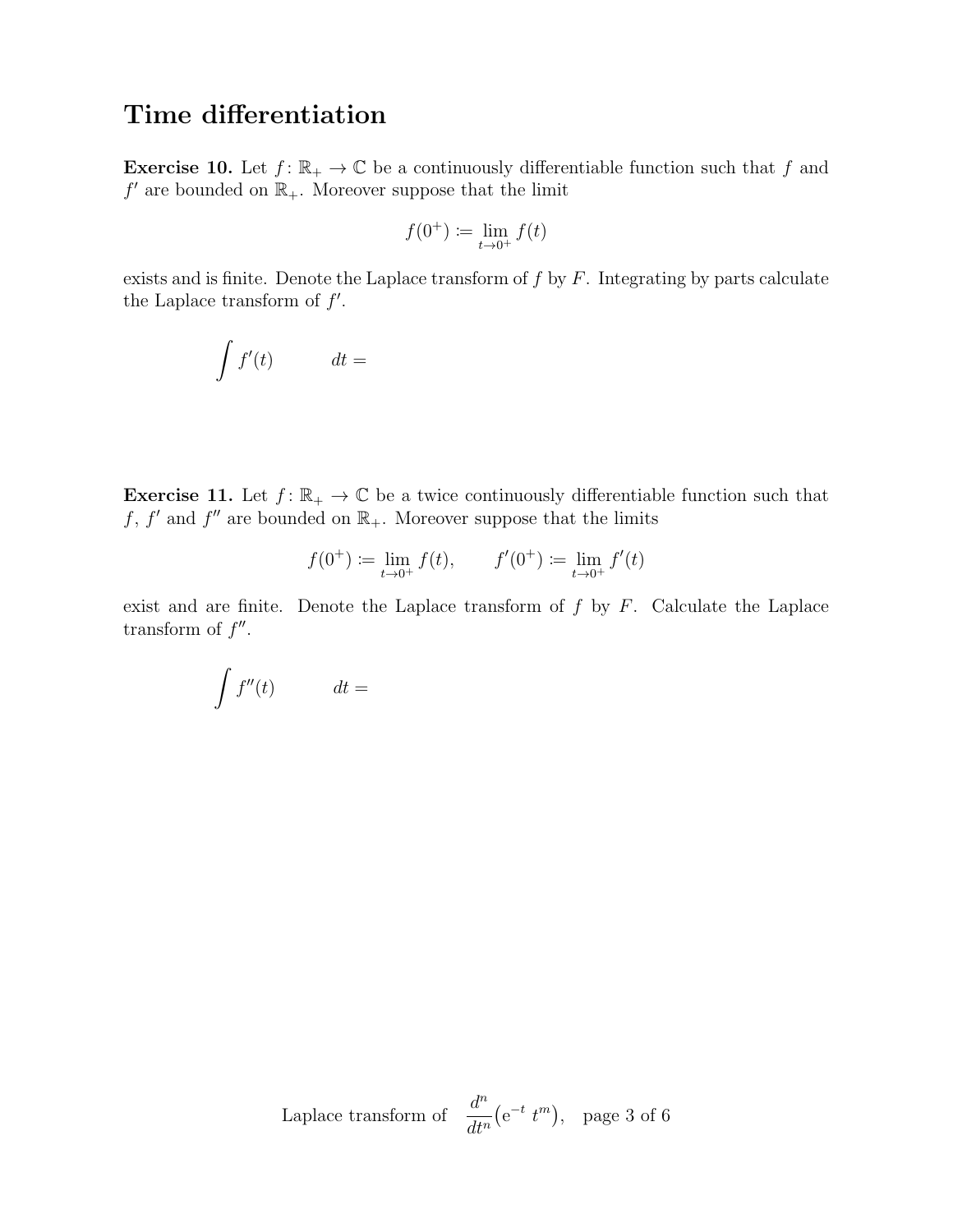# Time differentiation

**Exercise 10.** Let $f\colon \mathbb{R}_+ \to \mathbb{C}$ be a continuously differentiable function such that $f$ and $f'$ are bounded on $\mathbb{R}_+$. Moreover suppose that the limit

$$f(0^+) \coloneqq \lim_{t \to 0^+} f(t)$$

exists and is finite. Denote the Laplace transform of $f$ by $F$. Integrating by parts calculate the Laplace transform of $f'$.

$$\int f'(t) \qquad dt =$$

**Exercise 11.** Let $f\colon \mathbb{R}_+ \to \mathbb{C}$ be a twice continuously differentiable function such that $f$, $f'$ and $f''$ are bounded on $\mathbb{R}_+$. Moreover suppose that the limits

$$f(0^+) \coloneqq \lim_{t \to 0^+} f(t), \qquad f'(0^+) \coloneqq \lim_{t \to 0^+} f'(t)$$

exist and are finite. Denote the Laplace transform of $f$ by $F$. Calculate the Laplace transform of $f''$.

$$\int f''(t) \qquad dt =$$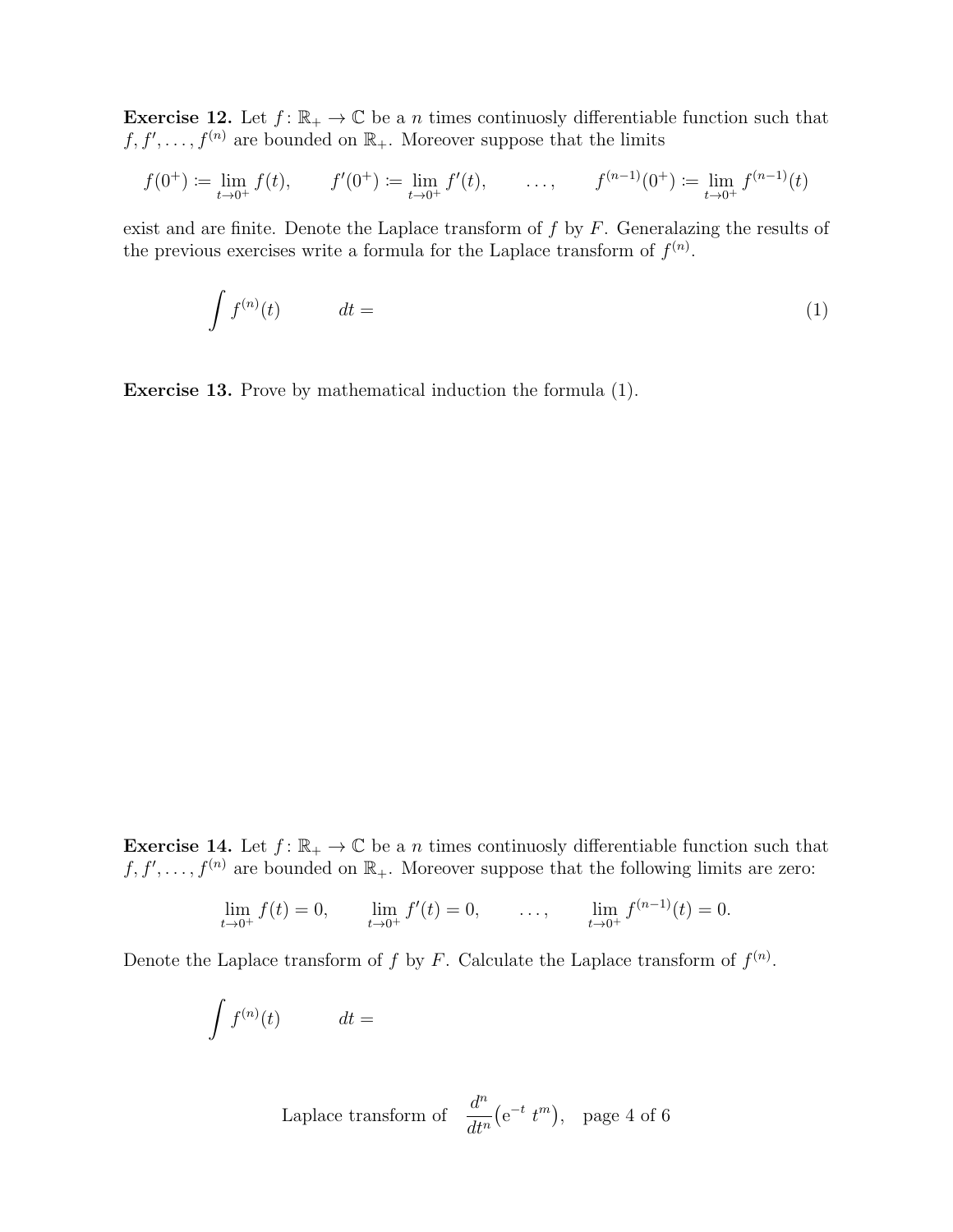**Exercise 12.** Let $f\colon \mathbb{R}_+ \to \mathbb{C}$ be a $n$ times continuosly differentiable function such that $f, f', \ldots, f^{(n)}$ are bounded on $\mathbb{R}_+$. Moreover suppose that the limits

$$f(0^+) := \lim_{t\to 0^+} f(t), \qquad f'(0^+) := \lim_{t\to 0^+} f'(t), \qquad \ldots, \qquad f^{(n-1)}(0^+) := \lim_{t\to 0^+} f^{(n-1)}(t)$$

exist and are finite. Denote the Laplace transform of $f$ by $F$. Generalazing the results of the previous exercises write a formula for the Laplace transform of $f^{(n)}$.

$$\int f^{(n)}(t) \qquad dt = \tag{1}$$

**Exercise 13.** Prove by mathematical induction the formula (1).

**Exercise 14.** Let $f\colon \mathbb{R}_+ \to \mathbb{C}$ be a $n$ times continuosly differentiable function such that $f, f', \ldots, f^{(n)}$ are bounded on $\mathbb{R}_+$. Moreover suppose that the following limits are zero:

$$\lim_{t\to 0^+} f(t) = 0, \qquad \lim_{t\to 0^+} f'(t) = 0, \qquad \ldots, \qquad \lim_{t\to 0^+} f^{(n-1)}(t) = 0.$$

Denote the Laplace transform of $f$ by $F$. Calculate the Laplace transform of $f^{(n)}$.

$$\int f^{(n)}(t) \qquad dt =$$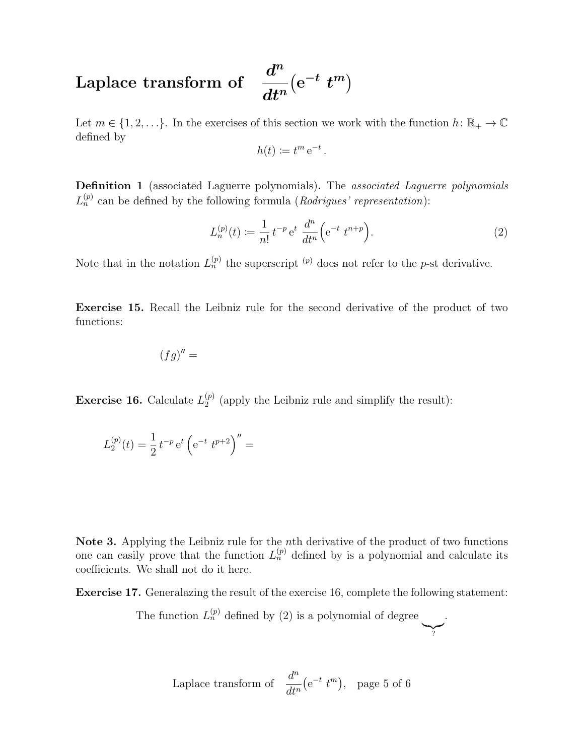## Laplace transform of $\frac{d^n}{dt^n}\big(\mathrm{e}^{-t}\ t^m\big)$

Let $m \in \{1, 2, \ldots\}$. In the exercises of this section we work with the function $h\colon \mathbb{R}_+ \to \mathbb{C}$ defined by

$$h(t) \coloneqq t^m\,\mathrm{e}^{-t}\,.$$

**Definition 1** (associated Laguerre polynomials)**.** The *associated Laguerre polynomials* $L_n^{(p)}$ can be defined by the following formula (*Rodrigues' representation*):

$$L_n^{(p)}(t) \coloneqq \frac{1}{n!}\,t^{-p}\,\mathrm{e}^t\;\frac{d^n}{dt^n}\Big(\mathrm{e}^{-t}\ t^{n+p}\Big). \tag{2}$$

Note that in the notation $L_n^{(p)}$ the superscript ${}^{(p)}$ does not refer to the $p$-st derivative.

**Exercise 15.** Recall the Leibniz rule for the second derivative of the product of two functions:

$$(fg)'' =$$

**Exercise 16.** Calculate $L_2^{(p)}$ (apply the Leibniz rule and simplify the result):

$$L_2^{(p)}(t) = \frac{1}{2}\,t^{-p}\,\mathrm{e}^t\,\Big(\mathrm{e}^{-t}\ t^{p+2}\Big)'' =$$

**Note 3.** Applying the Leibniz rule for the $n$th derivative of the product of two functions one can easily prove that the function $L_n^{(p)}$ defined by is a polynomial and calculate its coefficients. We shall not do it here.

**Exercise 17.** Generalazing the result of the exercise 16, complete the following statement:

The function $L_n^{(p)}$ defined by (2) is a polynomial of degree $\underbrace{\quad}_{?}$.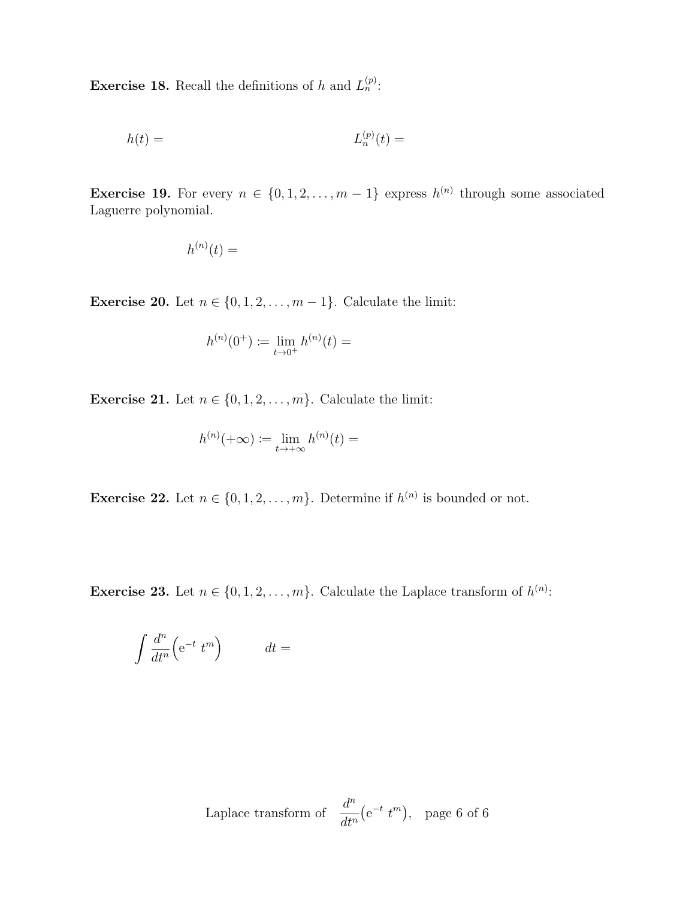**Exercise 18.** Recall the definitions of $h$ and $L_n^{(p)}$:

$h(t) =$ $\qquad\qquad\qquad\qquad$ $L_n^{(p)}(t) =$

**Exercise 19.** For every $n \in \{0, 1, 2, \ldots, m-1\}$ express $h^{(n)}$ through some associated Laguerre polynomial.

$$h^{(n)}(t) =$$

**Exercise 20.** Let $n \in \{0, 1, 2, \ldots, m-1\}$. Calculate the limit:

$$h^{(n)}(0^+) := \lim_{t \to 0^+} h^{(n)}(t) =$$

**Exercise 21.** Let $n \in \{0, 1, 2, \ldots, m\}$. Calculate the limit:

$$h^{(n)}(+\infty) := \lim_{t \to +\infty} h^{(n)}(t) =$$

**Exercise 22.** Let $n \in \{0, 1, 2, \ldots, m\}$. Determine if $h^{(n)}$ is bounded or not.

**Exercise 23.** Let $n \in \{0, 1, 2, \ldots, m\}$. Calculate the Laplace transform of $h^{(n)}$:

$$\int \frac{d^n}{dt^n}\Big(\mathrm{e}^{-t}\, t^m\Big) \qquad dt =$$